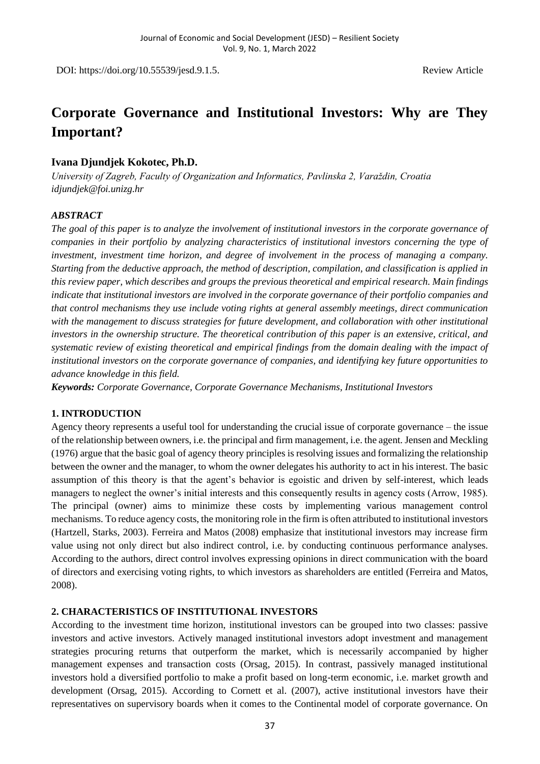DOI: https://doi.org/10.55539/jesd.9.1.5. Review Article

# Corporate Governance and Institutional Investors: Why are They Important?

**Ivana Djundjek Kokotec, Ph.D.**

*University of Zagreb, Faculty of Organization and Informatics, Pavlinska 2, Varaždin, Croatia*
*idjundjek@foi.unizg.hr*

***ABSTRACT***

*The goal of this paper is to analyze the involvement of institutional investors in the corporate governance of companies in their portfolio by analyzing characteristics of institutional investors concerning the type of investment, investment time horizon, and degree of involvement in the process of managing a company. Starting from the deductive approach, the method of description, compilation, and classification is applied in this review paper, which describes and groups the previous theoretical and empirical research. Main findings indicate that institutional investors are involved in the corporate governance of their portfolio companies and that control mechanisms they use include voting rights at general assembly meetings, direct communication with the management to discuss strategies for future development, and collaboration with other institutional investors in the ownership structure. The theoretical contribution of this paper is an extensive, critical, and systematic review of existing theoretical and empirical findings from the domain dealing with the impact of institutional investors on the corporate governance of companies, and identifying key future opportunities to advance knowledge in this field.*

***Keywords:*** *Corporate Governance, Corporate Governance Mechanisms, Institutional Investors*

## 1. INTRODUCTION

Agency theory represents a useful tool for understanding the crucial issue of corporate governance – the issue of the relationship between owners, i.e. the principal and firm management, i.e. the agent. Jensen and Meckling (1976) argue that the basic goal of agency theory principles is resolving issues and formalizing the relationship between the owner and the manager, to whom the owner delegates his authority to act in his interest. The basic assumption of this theory is that the agent's behavior is egoistic and driven by self-interest, which leads managers to neglect the owner's initial interests and this consequently results in agency costs (Arrow, 1985). The principal (owner) aims to minimize these costs by implementing various management control mechanisms. To reduce agency costs, the monitoring role in the firm is often attributed to institutional investors (Hartzell, Starks, 2003). Ferreira and Matos (2008) emphasize that institutional investors may increase firm value using not only direct but also indirect control, i.e. by conducting continuous performance analyses. According to the authors, direct control involves expressing opinions in direct communication with the board of directors and exercising voting rights, to which investors as shareholders are entitled (Ferreira and Matos, 2008).

## 2. CHARACTERISTICS OF INSTITUTIONAL INVESTORS

According to the investment time horizon, institutional investors can be grouped into two classes: passive investors and active investors. Actively managed institutional investors adopt investment and management strategies procuring returns that outperform the market, which is necessarily accompanied by higher management expenses and transaction costs (Orsag, 2015). In contrast, passively managed institutional investors hold a diversified portfolio to make a profit based on long-term economic, i.e. market growth and development (Orsag, 2015). According to Cornett et al. (2007), active institutional investors have their representatives on supervisory boards when it comes to the Continental model of corporate governance. On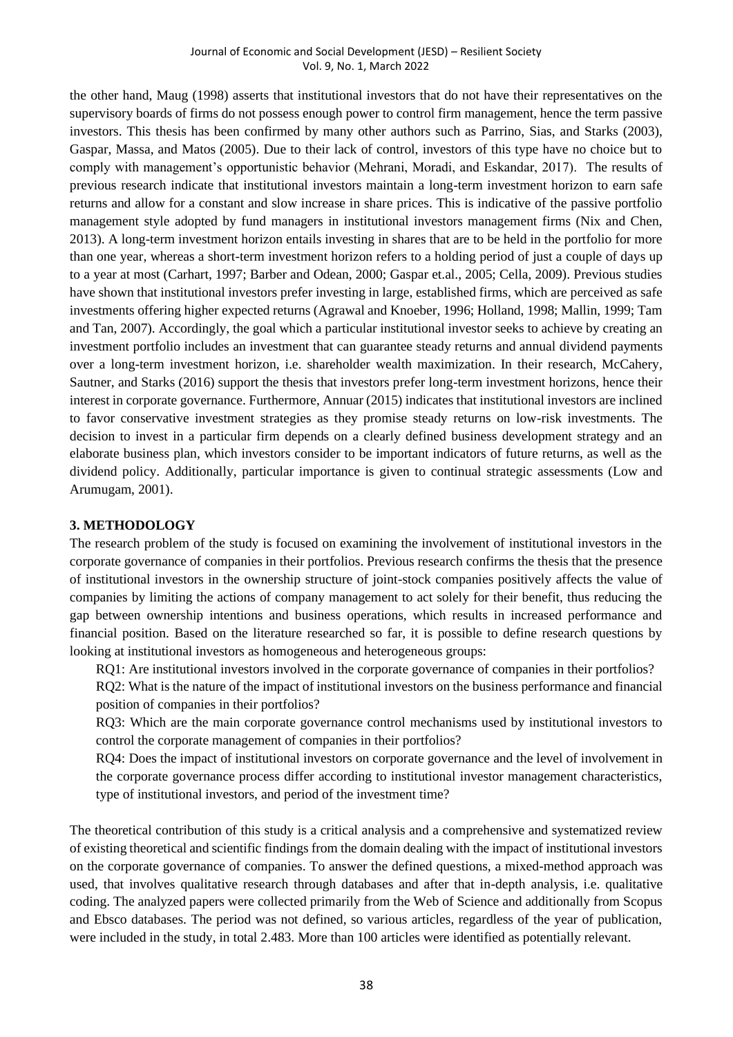the other hand, Maug (1998) asserts that institutional investors that do not have their representatives on the supervisory boards of firms do not possess enough power to control firm management, hence the term passive investors. This thesis has been confirmed by many other authors such as Parrino, Sias, and Starks (2003), Gaspar, Massa, and Matos (2005). Due to their lack of control, investors of this type have no choice but to comply with management's opportunistic behavior (Mehrani, Moradi, and Eskandar, 2017). The results of previous research indicate that institutional investors maintain a long-term investment horizon to earn safe returns and allow for a constant and slow increase in share prices. This is indicative of the passive portfolio management style adopted by fund managers in institutional investors management firms (Nix and Chen, 2013). A long-term investment horizon entails investing in shares that are to be held in the portfolio for more than one year, whereas a short-term investment horizon refers to a holding period of just a couple of days up to a year at most (Carhart, 1997; Barber and Odean, 2000; Gaspar et.al., 2005; Cella, 2009). Previous studies have shown that institutional investors prefer investing in large, established firms, which are perceived as safe investments offering higher expected returns (Agrawal and Knoeber, 1996; Holland, 1998; Mallin, 1999; Tam and Tan, 2007). Accordingly, the goal which a particular institutional investor seeks to achieve by creating an investment portfolio includes an investment that can guarantee steady returns and annual dividend payments over a long-term investment horizon, i.e. shareholder wealth maximization. In their research, McCahery, Sautner, and Starks (2016) support the thesis that investors prefer long-term investment horizons, hence their interest in corporate governance. Furthermore, Annuar (2015) indicates that institutional investors are inclined to favor conservative investment strategies as they promise steady returns on low-risk investments. The decision to invest in a particular firm depends on a clearly defined business development strategy and an elaborate business plan, which investors consider to be important indicators of future returns, as well as the dividend policy. Additionally, particular importance is given to continual strategic assessments (Low and Arumugam, 2001).

## 3. METHODOLOGY

The research problem of the study is focused on examining the involvement of institutional investors in the corporate governance of companies in their portfolios. Previous research confirms the thesis that the presence of institutional investors in the ownership structure of joint-stock companies positively affects the value of companies by limiting the actions of company management to act solely for their benefit, thus reducing the gap between ownership intentions and business operations, which results in increased performance and financial position. Based on the literature researched so far, it is possible to define research questions by looking at institutional investors as homogeneous and heterogeneous groups:

RQ1: Are institutional investors involved in the corporate governance of companies in their portfolios?

RQ2: What is the nature of the impact of institutional investors on the business performance and financial position of companies in their portfolios?

RQ3: Which are the main corporate governance control mechanisms used by institutional investors to control the corporate management of companies in their portfolios?

RQ4: Does the impact of institutional investors on corporate governance and the level of involvement in the corporate governance process differ according to institutional investor management characteristics, type of institutional investors, and period of the investment time?

The theoretical contribution of this study is a critical analysis and a comprehensive and systematized review of existing theoretical and scientific findings from the domain dealing with the impact of institutional investors on the corporate governance of companies. To answer the defined questions, a mixed-method approach was used, that involves qualitative research through databases and after that in-depth analysis, i.e. qualitative coding. The analyzed papers were collected primarily from the Web of Science and additionally from Scopus and Ebsco databases. The period was not defined, so various articles, regardless of the year of publication, were included in the study, in total 2.483. More than 100 articles were identified as potentially relevant.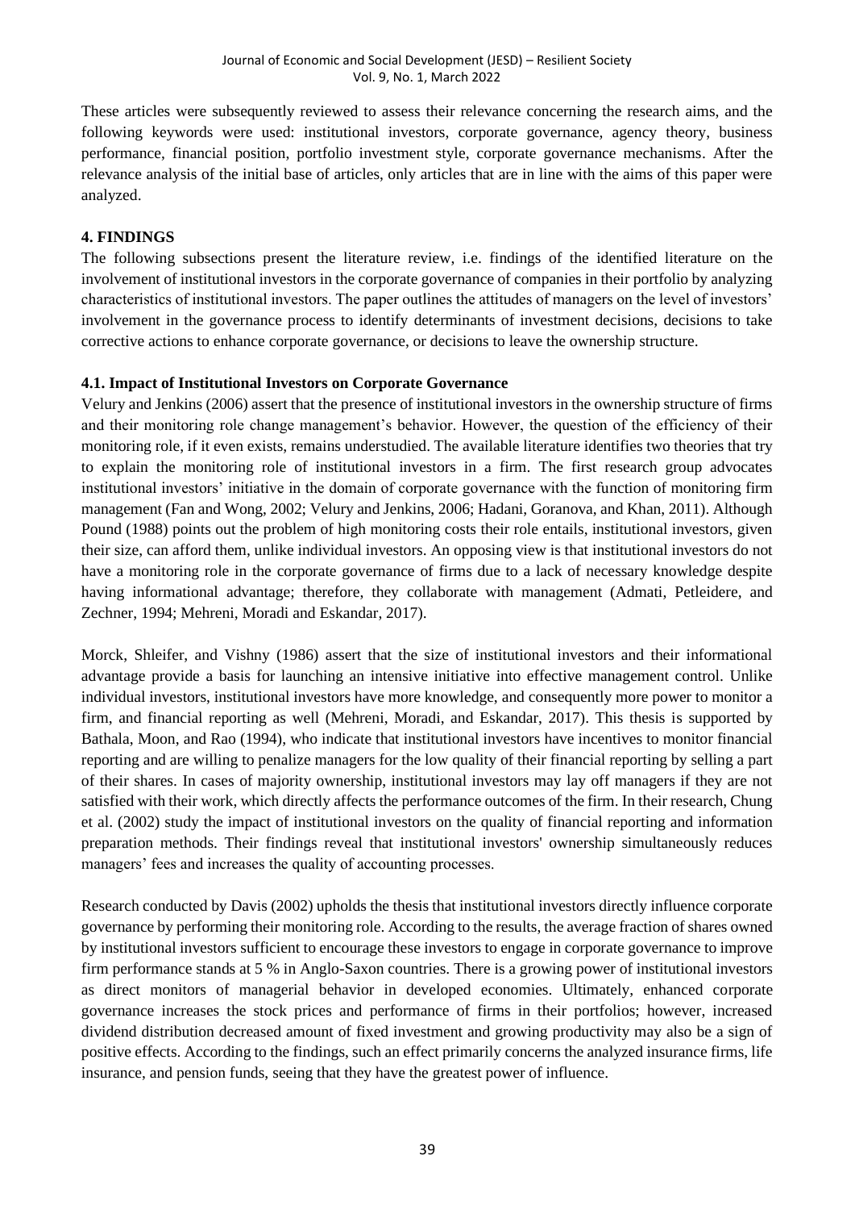These articles were subsequently reviewed to assess their relevance concerning the research aims, and the following keywords were used: institutional investors, corporate governance, agency theory, business performance, financial position, portfolio investment style, corporate governance mechanisms. After the relevance analysis of the initial base of articles, only articles that are in line with the aims of this paper were analyzed.

## 4. FINDINGS

The following subsections present the literature review, i.e. findings of the identified literature on the involvement of institutional investors in the corporate governance of companies in their portfolio by analyzing characteristics of institutional investors. The paper outlines the attitudes of managers on the level of investors' involvement in the governance process to identify determinants of investment decisions, decisions to take corrective actions to enhance corporate governance, or decisions to leave the ownership structure.

### 4.1. Impact of Institutional Investors on Corporate Governance

Velury and Jenkins (2006) assert that the presence of institutional investors in the ownership structure of firms and their monitoring role change management's behavior. However, the question of the efficiency of their monitoring role, if it even exists, remains understudied. The available literature identifies two theories that try to explain the monitoring role of institutional investors in a firm. The first research group advocates institutional investors' initiative in the domain of corporate governance with the function of monitoring firm management (Fan and Wong, 2002; Velury and Jenkins, 2006; Hadani, Goranova, and Khan, 2011). Although Pound (1988) points out the problem of high monitoring costs their role entails, institutional investors, given their size, can afford them, unlike individual investors. An opposing view is that institutional investors do not have a monitoring role in the corporate governance of firms due to a lack of necessary knowledge despite having informational advantage; therefore, they collaborate with management (Admati, Petleidere, and Zechner, 1994; Mehreni, Moradi and Eskandar, 2017).

Morck, Shleifer, and Vishny (1986) assert that the size of institutional investors and their informational advantage provide a basis for launching an intensive initiative into effective management control. Unlike individual investors, institutional investors have more knowledge, and consequently more power to monitor a firm, and financial reporting as well (Mehreni, Moradi, and Eskandar, 2017). This thesis is supported by Bathala, Moon, and Rao (1994), who indicate that institutional investors have incentives to monitor financial reporting and are willing to penalize managers for the low quality of their financial reporting by selling a part of their shares. In cases of majority ownership, institutional investors may lay off managers if they are not satisfied with their work, which directly affects the performance outcomes of the firm. In their research, Chung et al. (2002) study the impact of institutional investors on the quality of financial reporting and information preparation methods. Their findings reveal that institutional investors' ownership simultaneously reduces managers' fees and increases the quality of accounting processes.

Research conducted by Davis (2002) upholds the thesis that institutional investors directly influence corporate governance by performing their monitoring role. According to the results, the average fraction of shares owned by institutional investors sufficient to encourage these investors to engage in corporate governance to improve firm performance stands at 5 % in Anglo-Saxon countries. There is a growing power of institutional investors as direct monitors of managerial behavior in developed economies. Ultimately, enhanced corporate governance increases the stock prices and performance of firms in their portfolios; however, increased dividend distribution decreased amount of fixed investment and growing productivity may also be a sign of positive effects. According to the findings, such an effect primarily concerns the analyzed insurance firms, life insurance, and pension funds, seeing that they have the greatest power of influence.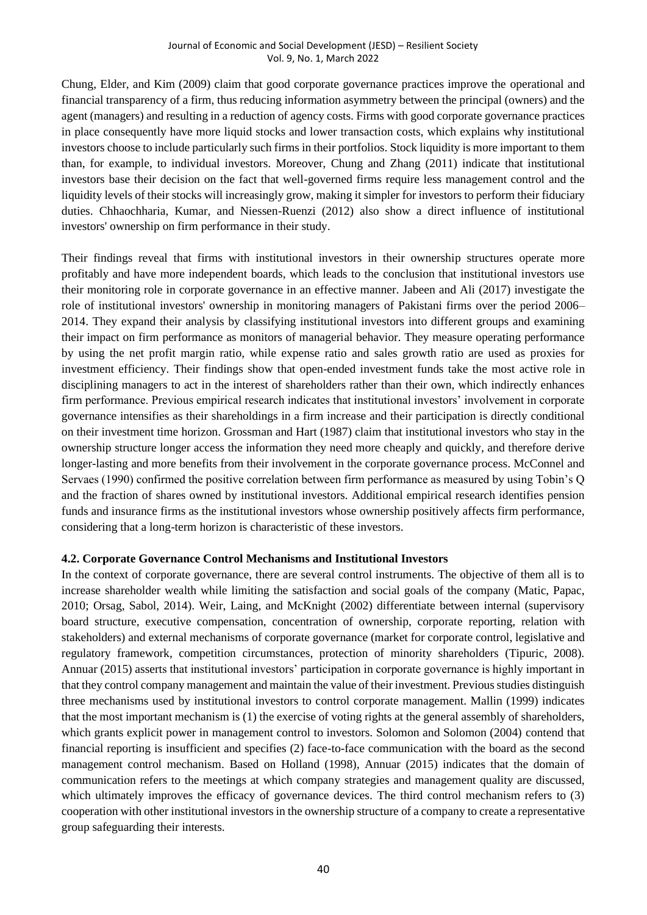Chung, Elder, and Kim (2009) claim that good corporate governance practices improve the operational and financial transparency of a firm, thus reducing information asymmetry between the principal (owners) and the agent (managers) and resulting in a reduction of agency costs. Firms with good corporate governance practices in place consequently have more liquid stocks and lower transaction costs, which explains why institutional investors choose to include particularly such firms in their portfolios. Stock liquidity is more important to them than, for example, to individual investors. Moreover, Chung and Zhang (2011) indicate that institutional investors base their decision on the fact that well-governed firms require less management control and the liquidity levels of their stocks will increasingly grow, making it simpler for investors to perform their fiduciary duties. Chhaochharia, Kumar, and Niessen-Ruenzi (2012) also show a direct influence of institutional investors' ownership on firm performance in their study.

Their findings reveal that firms with institutional investors in their ownership structures operate more profitably and have more independent boards, which leads to the conclusion that institutional investors use their monitoring role in corporate governance in an effective manner. Jabeen and Ali (2017) investigate the role of institutional investors' ownership in monitoring managers of Pakistani firms over the period 2006–2014. They expand their analysis by classifying institutional investors into different groups and examining their impact on firm performance as monitors of managerial behavior. They measure operating performance by using the net profit margin ratio, while expense ratio and sales growth ratio are used as proxies for investment efficiency. Their findings show that open-ended investment funds take the most active role in disciplining managers to act in the interest of shareholders rather than their own, which indirectly enhances firm performance. Previous empirical research indicates that institutional investors' involvement in corporate governance intensifies as their shareholdings in a firm increase and their participation is directly conditional on their investment time horizon. Grossman and Hart (1987) claim that institutional investors who stay in the ownership structure longer access the information they need more cheaply and quickly, and therefore derive longer-lasting and more benefits from their involvement in the corporate governance process. McConnel and Servaes (1990) confirmed the positive correlation between firm performance as measured by using Tobin's Q and the fraction of shares owned by institutional investors. Additional empirical research identifies pension funds and insurance firms as the institutional investors whose ownership positively affects firm performance, considering that a long-term horizon is characteristic of these investors.

### 4.2. Corporate Governance Control Mechanisms and Institutional Investors

In the context of corporate governance, there are several control instruments. The objective of them all is to increase shareholder wealth while limiting the satisfaction and social goals of the company (Matic, Papac, 2010; Orsag, Sabol, 2014). Weir, Laing, and McKnight (2002) differentiate between internal (supervisory board structure, executive compensation, concentration of ownership, corporate reporting, relation with stakeholders) and external mechanisms of corporate governance (market for corporate control, legislative and regulatory framework, competition circumstances, protection of minority shareholders (Tipuric, 2008). Annuar (2015) asserts that institutional investors' participation in corporate governance is highly important in that they control company management and maintain the value of their investment. Previous studies distinguish three mechanisms used by institutional investors to control corporate management. Mallin (1999) indicates that the most important mechanism is (1) the exercise of voting rights at the general assembly of shareholders, which grants explicit power in management control to investors. Solomon and Solomon (2004) contend that financial reporting is insufficient and specifies (2) face-to-face communication with the board as the second management control mechanism. Based on Holland (1998), Annuar (2015) indicates that the domain of communication refers to the meetings at which company strategies and management quality are discussed, which ultimately improves the efficacy of governance devices. The third control mechanism refers to (3) cooperation with other institutional investors in the ownership structure of a company to create a representative group safeguarding their interests.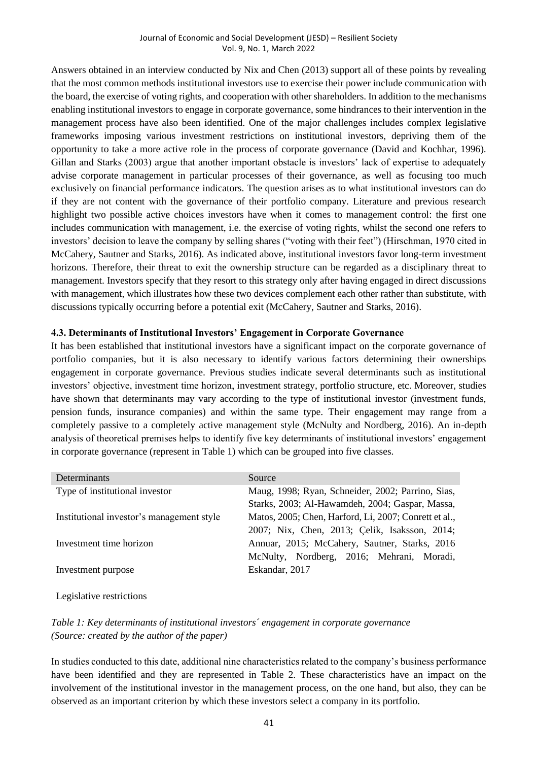Answers obtained in an interview conducted by Nix and Chen (2013) support all of these points by revealing that the most common methods institutional investors use to exercise their power include communication with the board, the exercise of voting rights, and cooperation with other shareholders. In addition to the mechanisms enabling institutional investors to engage in corporate governance, some hindrances to their intervention in the management process have also been identified. One of the major challenges includes complex legislative frameworks imposing various investment restrictions on institutional investors, depriving them of the opportunity to take a more active role in the process of corporate governance (David and Kochhar, 1996). Gillan and Starks (2003) argue that another important obstacle is investors' lack of expertise to adequately advise corporate management in particular processes of their governance, as well as focusing too much exclusively on financial performance indicators. The question arises as to what institutional investors can do if they are not content with the governance of their portfolio company. Literature and previous research highlight two possible active choices investors have when it comes to management control: the first one includes communication with management, i.e. the exercise of voting rights, whilst the second one refers to investors' decision to leave the company by selling shares ("voting with their feet") (Hirschman, 1970 cited in McCahery, Sautner and Starks, 2016). As indicated above, institutional investors favor long-term investment horizons. Therefore, their threat to exit the ownership structure can be regarded as a disciplinary threat to management. Investors specify that they resort to this strategy only after having engaged in direct discussions with management, which illustrates how these two devices complement each other rather than substitute, with discussions typically occurring before a potential exit (McCahery, Sautner and Starks, 2016).

### 4.3. Determinants of Institutional Investors' Engagement in Corporate Governance

It has been established that institutional investors have a significant impact on the corporate governance of portfolio companies, but it is also necessary to identify various factors determining their ownerships engagement in corporate governance. Previous studies indicate several determinants such as institutional investors' objective, investment time horizon, investment strategy, portfolio structure, etc. Moreover, studies have shown that determinants may vary according to the type of institutional investor (investment funds, pension funds, insurance companies) and within the same type. Their engagement may range from a completely passive to a completely active management style (McNulty and Nordberg, 2016). An in-depth analysis of theoretical premises helps to identify five key determinants of institutional investors' engagement in corporate governance (represent in Table 1) which can be grouped into five classes.

| Determinants | Source |
|---|---|
| Type of institutional investor<br>Institutional investor's management style<br>Investment time horizon<br>Investment purpose<br>Legislative restrictions | Maug, 1998; Ryan, Schneider, 2002; Parrino, Sias, Starks, 2003; Al-Hawamdeh, 2004; Gaspar, Massa, Matos, 2005; Chen, Harford, Li, 2007; Conrett et al., 2007; Nix, Chen, 2013; Çelik, Isaksson, 2014; Annuar, 2015; McCahery, Sautner, Starks, 2016 McNulty, Nordberg, 2016; Mehrani, Moradi, Eskandar, 2017 |

*Table 1: Key determinants of institutional investors´ engagement in corporate governance (Source: created by the author of the paper)*

In studies conducted to this date, additional nine characteristics related to the company's business performance have been identified and they are represented in Table 2. These characteristics have an impact on the involvement of the institutional investor in the management process, on the one hand, but also, they can be observed as an important criterion by which these investors select a company in its portfolio.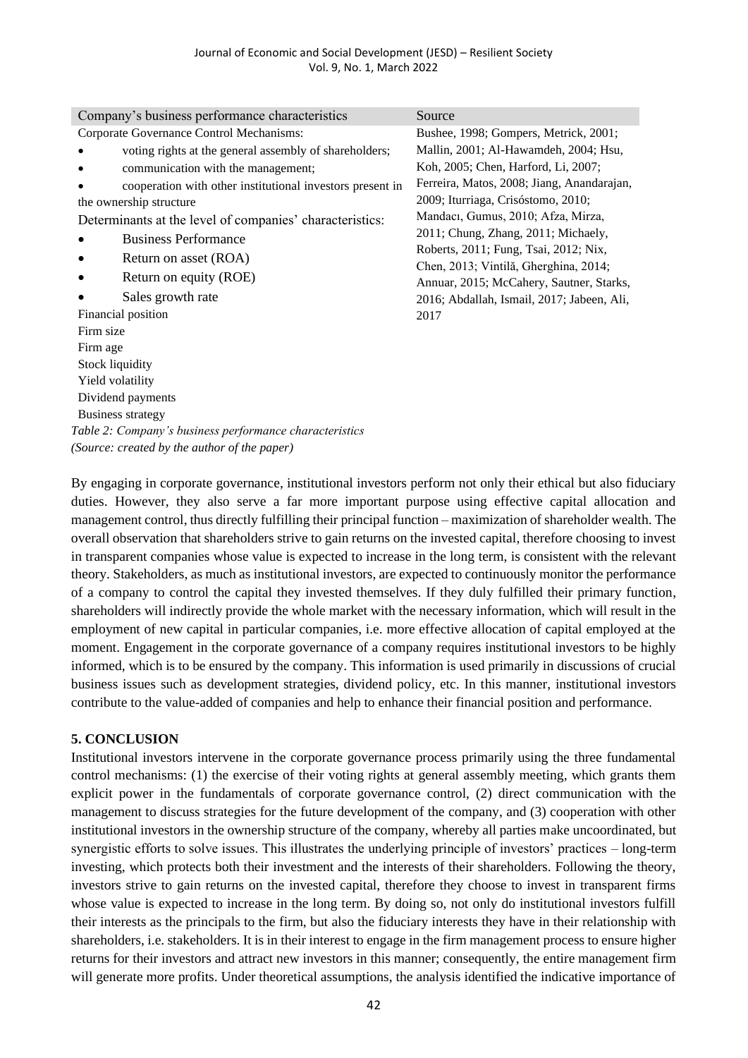| Company's business performance characteristics | Source |
|---|---|
| Corporate Governance Control Mechanisms:<br>• voting rights at the general assembly of shareholders;<br>• communication with the management;<br>• cooperation with other institutional investors present in the ownership structure<br>Determinants at the level of companies' characteristics:<br>• Business Performance<br>• Return on asset (ROA)<br>• Return on equity (ROE)<br>• Sales growth rate<br>Financial position<br>Firm size<br>Firm age<br>Stock liquidity<br>Yield volatility<br>Dividend payments<br>Business strategy | Bushee, 1998; Gompers, Metrick, 2001; Mallin, 2001; Al-Hawamdeh, 2004; Hsu, Koh, 2005; Chen, Harford, Li, 2007; Ferreira, Matos, 2008; Jiang, Anandarajan, 2009; Iturriaga, Crisóstomo, 2010; Mandacı, Gumus, 2010; Afza, Mirza, 2011; Chung, Zhang, 2011; Michaely, Roberts, 2011; Fung, Tsai, 2012; Nix, Chen, 2013; Vintilă, Gherghina, 2014; Annuar, 2015; McCahery, Sautner, Starks, 2016; Abdallah, Ismail, 2017; Jabeen, Ali, 2017 |

*Table 2: Company's business performance characteristics*
*(Source: created by the author of the paper)*

By engaging in corporate governance, institutional investors perform not only their ethical but also fiduciary duties. However, they also serve a far more important purpose using effective capital allocation and management control, thus directly fulfilling their principal function – maximization of shareholder wealth. The overall observation that shareholders strive to gain returns on the invested capital, therefore choosing to invest in transparent companies whose value is expected to increase in the long term, is consistent with the relevant theory. Stakeholders, as much as institutional investors, are expected to continuously monitor the performance of a company to control the capital they invested themselves. If they duly fulfilled their primary function, shareholders will indirectly provide the whole market with the necessary information, which will result in the employment of new capital in particular companies, i.e. more effective allocation of capital employed at the moment. Engagement in the corporate governance of a company requires institutional investors to be highly informed, which is to be ensured by the company. This information is used primarily in discussions of crucial business issues such as development strategies, dividend policy, etc. In this manner, institutional investors contribute to the value-added of companies and help to enhance their financial position and performance.

## 5. CONCLUSION

Institutional investors intervene in the corporate governance process primarily using the three fundamental control mechanisms: (1) the exercise of their voting rights at general assembly meeting, which grants them explicit power in the fundamentals of corporate governance control, (2) direct communication with the management to discuss strategies for the future development of the company, and (3) cooperation with other institutional investors in the ownership structure of the company, whereby all parties make uncoordinated, but synergistic efforts to solve issues. This illustrates the underlying principle of investors' practices – long-term investing, which protects both their investment and the interests of their shareholders. Following the theory, investors strive to gain returns on the invested capital, therefore they choose to invest in transparent firms whose value is expected to increase in the long term. By doing so, not only do institutional investors fulfill their interests as the principals to the firm, but also the fiduciary interests they have in their relationship with shareholders, i.e. stakeholders. It is in their interest to engage in the firm management process to ensure higher returns for their investors and attract new investors in this manner; consequently, the entire management firm will generate more profits. Under theoretical assumptions, the analysis identified the indicative importance of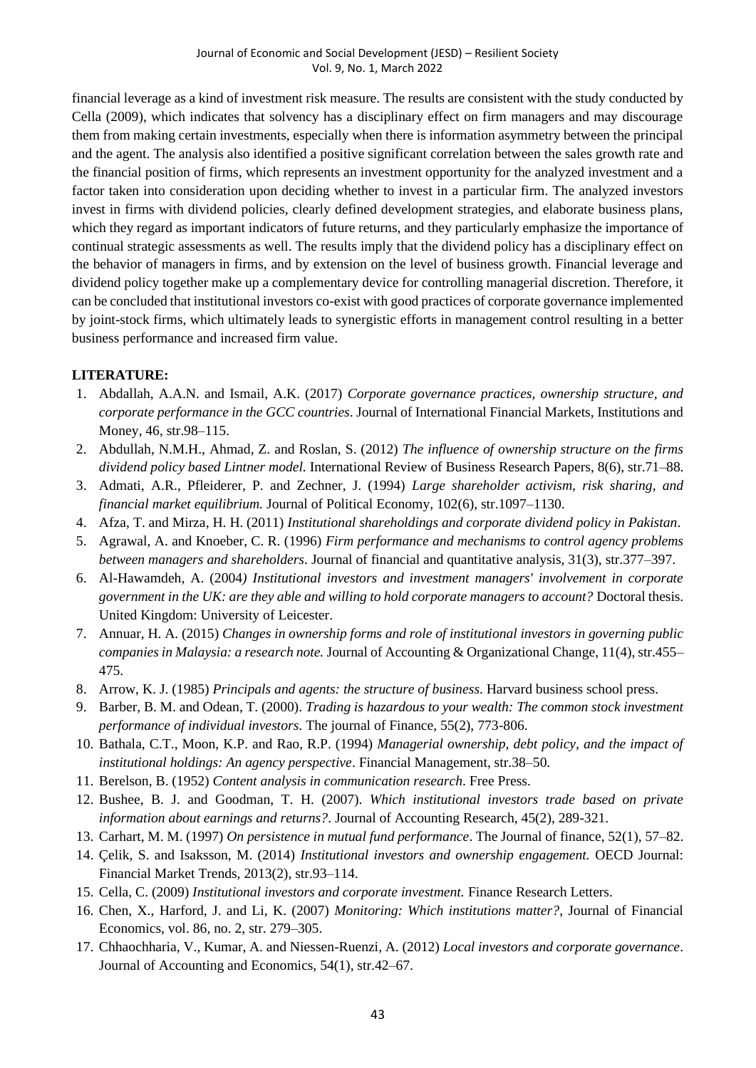financial leverage as a kind of investment risk measure. The results are consistent with the study conducted by Cella (2009), which indicates that solvency has a disciplinary effect on firm managers and may discourage them from making certain investments, especially when there is information asymmetry between the principal and the agent. The analysis also identified a positive significant correlation between the sales growth rate and the financial position of firms, which represents an investment opportunity for the analyzed investment and a factor taken into consideration upon deciding whether to invest in a particular firm. The analyzed investors invest in firms with dividend policies, clearly defined development strategies, and elaborate business plans, which they regard as important indicators of future returns, and they particularly emphasize the importance of continual strategic assessments as well. The results imply that the dividend policy has a disciplinary effect on the behavior of managers in firms, and by extension on the level of business growth. Financial leverage and dividend policy together make up a complementary device for controlling managerial discretion. Therefore, it can be concluded that institutional investors co-exist with good practices of corporate governance implemented by joint-stock firms, which ultimately leads to synergistic efforts in management control resulting in a better business performance and increased firm value.

**LITERATURE:**

1. Abdallah, A.A.N. and Ismail, A.K. (2017) *Corporate governance practices, ownership structure, and corporate performance in the GCC countries*. Journal of International Financial Markets, Institutions and Money, 46, str.98–115.
2. Abdullah, N.M.H., Ahmad, Z. and Roslan, S. (2012) *The influence of ownership structure on the firms dividend policy based Lintner model.* International Review of Business Research Papers, 8(6), str.71–88.
3. Admati, A.R., Pfleiderer, P. and Zechner, J. (1994) *Large shareholder activism, risk sharing, and financial market equilibrium.* Journal of Political Economy, 102(6), str.1097–1130.
4. Afza, T. and Mirza, H. H. (2011) *Institutional shareholdings and corporate dividend policy in Pakistan*.
5. Agrawal, A. and Knoeber, C. R. (1996) *Firm performance and mechanisms to control agency problems between managers and shareholders*. Journal of financial and quantitative analysis, 31(3), str.377–397.
6. Al-Hawamdeh, A. (2004*) Institutional investors and investment managers' involvement in corporate government in the UK: are they able and willing to hold corporate managers to account?* Doctoral thesis. United Kingdom: University of Leicester.
7. Annuar, H. A. (2015) *Changes in ownership forms and role of institutional investors in governing public companies in Malaysia: a research note.* Journal of Accounting & Organizational Change, 11(4), str.455–475.
8. Arrow, K. J. (1985) *Principals and agents: the structure of business*. Harvard business school press.
9. Barber, B. M. and Odean, T. (2000). *Trading is hazardous to your wealth: The common stock investment performance of individual investors*. The journal of Finance, 55(2), 773-806.
10. Bathala, C.T., Moon, K.P. and Rao, R.P. (1994) *Managerial ownership, debt policy, and the impact of institutional holdings: An agency perspective*. Financial Management, str.38–50.
11. Berelson, B. (1952) *Content analysis in communication research*. Free Press.
12. Bushee, B. J. and Goodman, T. H. (2007). *Which institutional investors trade based on private information about earnings and returns?*. Journal of Accounting Research, 45(2), 289-321.
13. Carhart, M. M. (1997) *On persistence in mutual fund performance*. The Journal of finance, 52(1), 57–82.
14. Çelik, S. and Isaksson, M. (2014) *Institutional investors and ownership engagement.* OECD Journal: Financial Market Trends, 2013(2), str.93–114.
15. Cella, C. (2009) *Institutional investors and corporate investment.* Finance Research Letters.
16. Chen, X., Harford, J. and Li, K. (2007) *Monitoring: Which institutions matter?*, Journal of Financial Economics, vol. 86, no. 2, str. 279–305.
17. Chhaochharia, V., Kumar, A. and Niessen-Ruenzi, A. (2012) *Local investors and corporate governance*. Journal of Accounting and Economics, 54(1), str.42–67.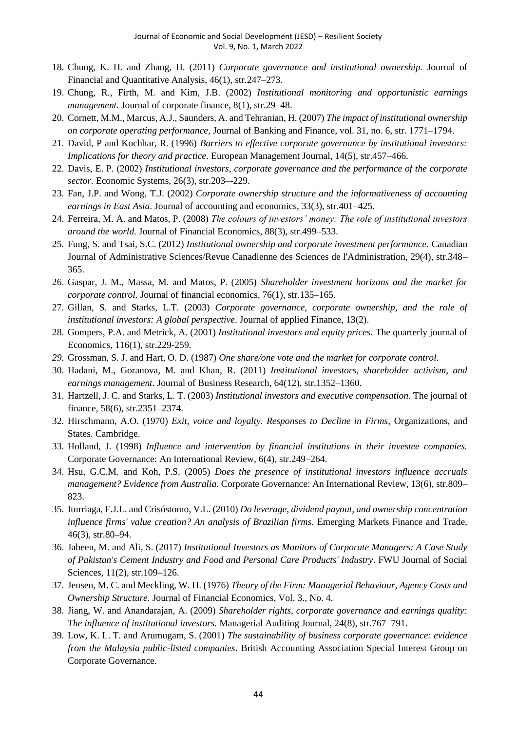18. Chung, K. H. and Zhang, H. (2011) *Corporate governance and institutional ownership*. Journal of Financial and Quantitative Analysis, 46(1), str.247–273.
19. Chung, R., Firth, M. and Kim, J.B. (2002) *Institutional monitoring and opportunistic earnings management.* Journal of corporate finance, 8(1), str.29–48.
20. Cornett, M.M., Marcus, A.J., Saunders, A. and Tehranian, H. (2007) *The impact of institutional ownership on corporate operating performance,* Journal of Banking and Finance, vol. 31, no. 6, str. 1771–1794.
21. David, P and Kochhar, R. (1996) *Barriers to effective corporate governance by institutional investors: Implications for theory and practice*. European Management Journal, 14(5), str.457–466.
22. Davis, E. P. (2002) *Institutional investors, corporate governance and the performance of the corporate sector.* Economic Systems, 26(3), str.203–-229.
23. Fan, J.P. and Wong, T.J. (2002) *Corporate ownership structure and the informativeness of accounting earnings in East Asia*. Journal of accounting and economics, 33(3), str.401–425.
24. Ferreira, M. A. and Matos, P. (2008) *The colours of investors' money: The role of institutional investors around the world.* Journal of Financial Economics, 88(3), str.499–533.
25. Fung, S. and Tsai, S.C. (2012) *Institutional ownership and corporate investment performance.* Canadian Journal of Administrative Sciences/Revue Canadienne des Sciences de l'Administration, 29(4), str.348–365.
26. Gaspar, J. M., Massa, M. and Matos, P. (2005) *Shareholder investment horizons and the market for corporate control.* Journal of financial economics, 76(1), str.135–165.
27. Gillan, S. and Starks, L.T. (2003) *Corporate governance, corporate ownership, and the role of institutional investors: A global perspective*. Journal of applied Finance, 13(2).
28. Gompers, P.A. and Metrick, A. (2001) *Institutional investors and equity prices.* The quarterly journal of Economics, 116(1), str.229-259.
29. Grossman, S. J. and Hart, O. D. (1987) *One share/one vote and the market for corporate control.*
30. Hadani, M., Goranova, M. and Khan, R. (2011) *Institutional investors, shareholder activism, and earnings management.* Journal of Business Research, 64(12), str.1352–1360.
31. Hartzell, J. C. and Starks, L. T. (2003) *Institutional investors and executive compensation.* The journal of finance, 58(6), str.2351–2374.
32. Hirschmann, A.O. (1970) *Exit, voice and loyalty. Responses to Decline in Firms*, Organizations, and States. Cambridge.
33. Holland, J. (1998) *Influence and intervention by financial institutions in their investee companies.* Corporate Governance: An International Review, 6(4), str.249–264.
34. Hsu, G.C.M. and Koh, P.S. (2005) *Does the presence of institutional investors influence accruals management? Evidence from Australia.* Corporate Governance: An International Review, 13(6), str.809–823.
35. Iturriaga, F.J.L. and Crisóstomo, V.L. (2010) *Do leverage, dividend payout, and ownership concentration influence firms' value creation? An analysis of Brazilian firms*. Emerging Markets Finance and Trade, 46(3), str.80–94.
36. Jabeen, M. and Ali, S. (2017) *Institutional Investors as Monitors of Corporate Managers: A Case Study of Pakistan's Cement Industry and Food and Personal Care Products' Industry*. FWU Journal of Social Sciences, 11(2), str.109–126.
37. Jensen, M. C. and Meckling, W. H. (1976) *Theory of the Firm: Managerial Behaviour, Agency Costs and Ownership Structure.* Journal of Financial Economics, Vol. 3., No. 4.
38. Jiang, W. and Anandarajan, A. (2009) *Shareholder rights, corporate governance and earnings quality: The influence of institutional investors.* Managerial Auditing Journal, 24(8), str.767–791.
39. Low, K. L. T. and Arumugam, S. (2001) *The sustainability of business corporate governance: evidence from the Malaysia public-listed companies*. British Accounting Association Special Interest Group on Corporate Governance.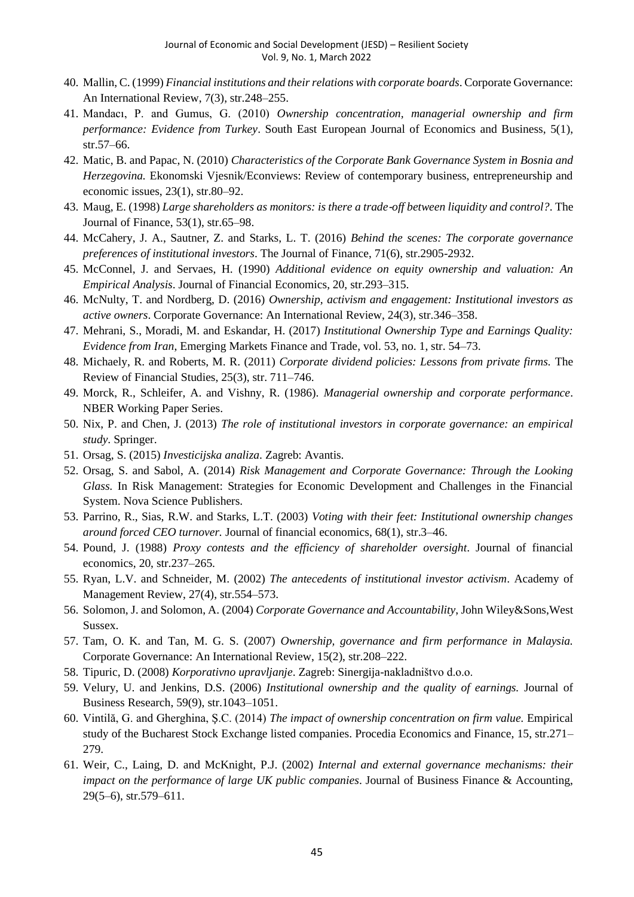40. Mallin, C. (1999) *Financial institutions and their relations with corporate boards*. Corporate Governance: An International Review, 7(3), str.248–255.
41. Mandacı, P. and Gumus, G. (2010) *Ownership concentration, managerial ownership and firm performance: Evidence from Turkey*. South East European Journal of Economics and Business, 5(1), str.57–66.
42. Matic, B. and Papac, N. (2010) *Characteristics of the Corporate Bank Governance System in Bosnia and Herzegovina.* Ekonomski Vjesnik/Econviews: Review of contemporary business, entrepreneurship and economic issues, 23(1), str.80–92.
43. Maug, E. (1998) *Large shareholders as monitors: is there a trade‐off between liquidity and control?*. The Journal of Finance, 53(1), str.65–98.
44. McCahery, J. A., Sautner, Z. and Starks, L. T. (2016) *Behind the scenes: The corporate governance preferences of institutional investors*. The Journal of Finance, 71(6), str.2905-2932.
45. McConnel, J. and Servaes, H. (1990) *Additional evidence on equity ownership and valuation: An Empirical Analysis*. Journal of Financial Economics, 20, str.293–315.
46. McNulty, T. and Nordberg, D. (2016) *Ownership, activism and engagement: Institutional investors as active owners*. Corporate Governance: An International Review, 24(3), str.346–358.
47. Mehrani, S., Moradi, M. and Eskandar, H. (2017) *Institutional Ownership Type and Earnings Quality: Evidence from Iran*, Emerging Markets Finance and Trade, vol. 53, no. 1, str. 54–73.
48. Michaely, R. and Roberts, M. R. (2011) *Corporate dividend policies: Lessons from private firms.* The Review of Financial Studies, 25(3), str. 711–746.
49. Morck, R., Schleifer, A. and Vishny, R. (1986). *Managerial ownership and corporate performance*. NBER Working Paper Series.
50. Nix, P. and Chen, J. (2013) *The role of institutional investors in corporate governance: an empirical study*. Springer.
51. Orsag, S. (2015) *Investicijska analiza*. Zagreb: Avantis.
52. Orsag, S. and Sabol, A. (2014) *Risk Management and Corporate Governance: Through the Looking Glass.* In Risk Management: Strategies for Economic Development and Challenges in the Financial System. Nova Science Publishers.
53. Parrino, R., Sias, R.W. and Starks, L.T. (2003) *Voting with their feet: Institutional ownership changes around forced CEO turnover.* Journal of financial economics, 68(1), str.3–46.
54. Pound, J. (1988) *Proxy contests and the efficiency of shareholder oversight*. Journal of financial economics, 20, str.237–265.
55. Ryan, L.V. and Schneider, M. (2002) *The antecedents of institutional investor activism*. Academy of Management Review, 27(4), str.554–573.
56. Solomon, J. and Solomon, A. (2004) *Corporate Governance and Accountability*, John Wiley&Sons,West Sussex.
57. Tam, O. K. and Tan, M. G. S. (2007) *Ownership, governance and firm performance in Malaysia.* Corporate Governance: An International Review, 15(2), str.208–222.
58. Tipuric, D. (2008) *Korporativno upravljanje*. Zagreb: Sinergija-nakladništvo d.o.o.
59. Velury, U. and Jenkins, D.S. (2006) *Institutional ownership and the quality of earnings.* Journal of Business Research, 59(9), str.1043–1051.
60. Vintilă, G. and Gherghina, Ş.C. (2014) *The impact of ownership concentration on firm value.* Empirical study of the Bucharest Stock Exchange listed companies. Procedia Economics and Finance, 15, str.271–279.
61. Weir, C., Laing, D. and McKnight, P.J. (2002) *Internal and external governance mechanisms: their impact on the performance of large UK public companies*. Journal of Business Finance & Accounting, 29(5–6), str.579–611.